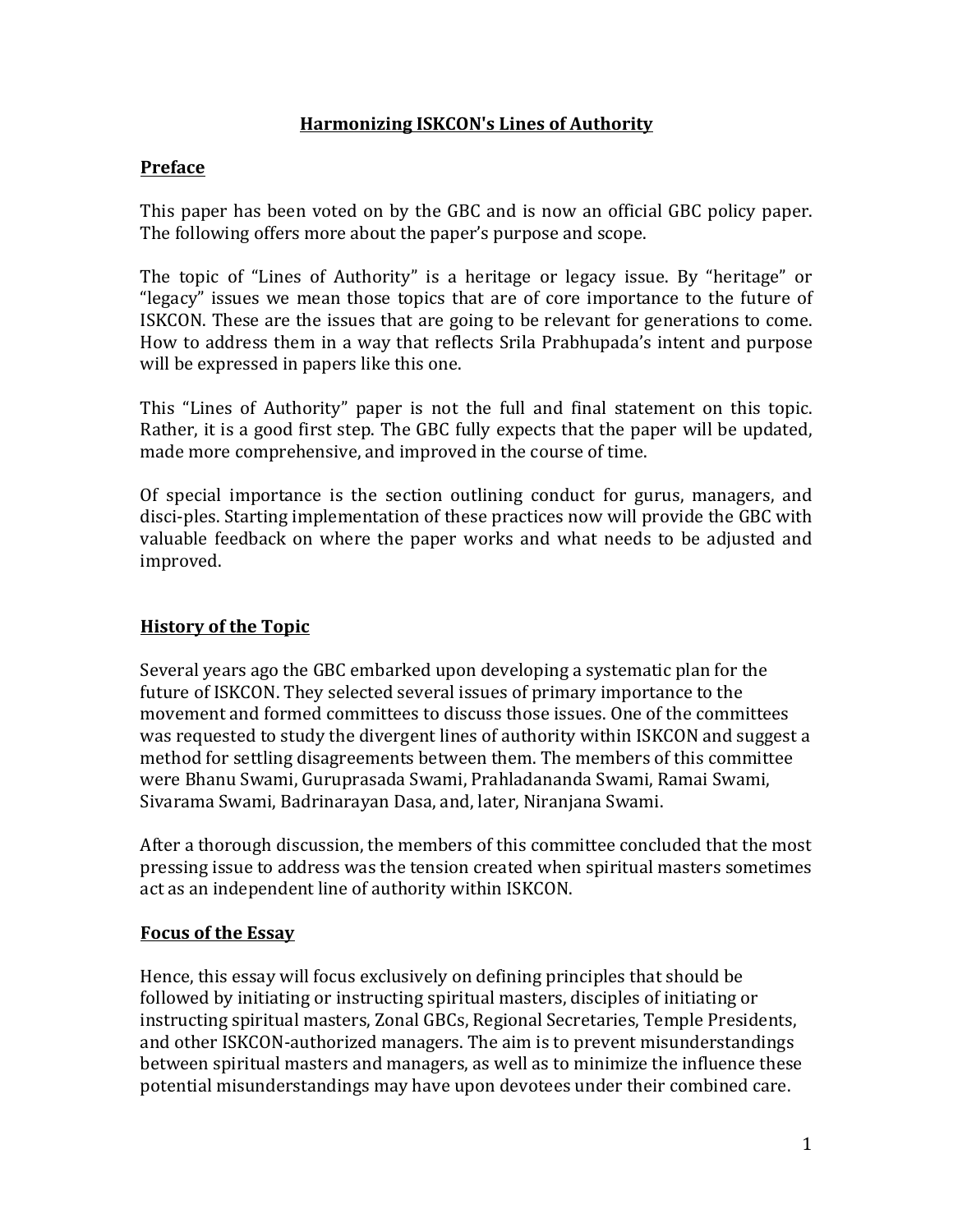# Harmonizing ISKCON's Lines of Authority

## Preface

This paper has been voted on by the GBC and is now an official GBC policy paper. The following offers more about the paper's purpose and scope.

The topic of "Lines of Authority" is a heritage or legacy issue. By "heritage" or "legacy" issues we mean those topics that are of core importance to the future of ISKCON. These are the issues that are going to be relevant for generations to come. How to address them in a way that reflects Srila Prabhupada's intent and purpose will be expressed in papers like this one.

This "Lines of Authority" paper is not the full and final statement on this topic. Rather, it is a good first step. The GBC fully expects that the paper will be updated, made more comprehensive, and improved in the course of time.

Of special importance is the section outlining conduct for gurus, managers, and disci-ples. Starting implementation of these practices now will provide the GBC with valuable feedback on where the paper works and what needs to be adjusted and improved.

## History of the Topic

Several years ago the GBC embarked upon developing a systematic plan for the future of ISKCON. They selected several issues of primary importance to the movement and formed committees to discuss those issues. One of the committees was requested to study the divergent lines of authority within ISKCON and suggest a method for settling disagreements between them. The members of this committee were Bhanu Swami, Guruprasada Swami, Prahladananda Swami, Ramai Swami, Sivarama Swami, Badrinarayan Dasa, and, later, Niranjana Swami.

After a thorough discussion, the members of this committee concluded that the most pressing issue to address was the tension created when spiritual masters sometimes act as an independent line of authority within ISKCON.

## Focus of the Essay

Hence, this essay will focus exclusively on defining principles that should be followed by initiating or instructing spiritual masters, disciples of initiating or instructing spiritual masters, Zonal GBCs, Regional Secretaries, Temple Presidents, and other ISKCON-authorized managers. The aim is to prevent misunderstandings between spiritual masters and managers, as well as to minimize the influence these potential misunderstandings may have upon devotees under their combined care.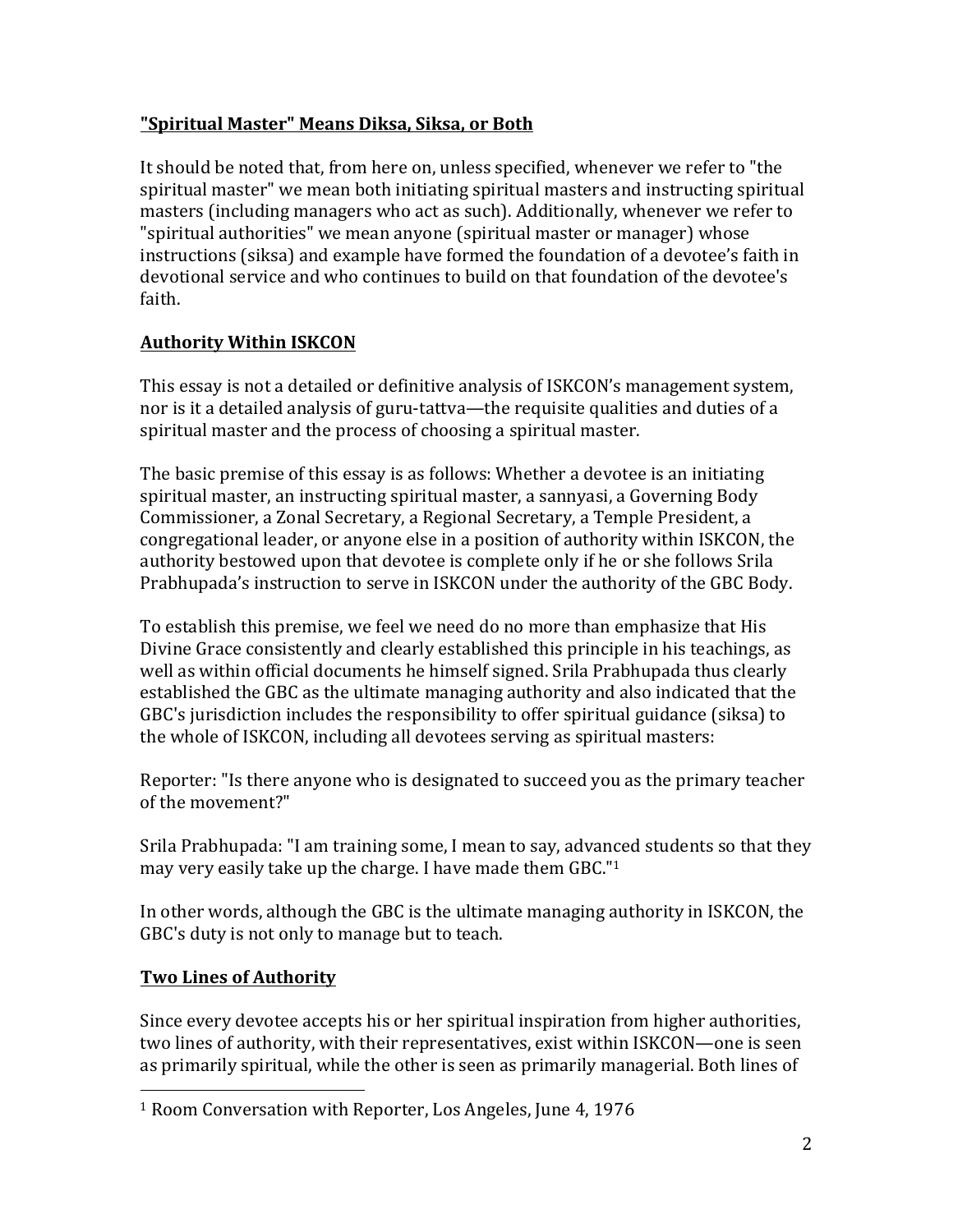## "Spiritual Master" Means Diksa, Siksa, or Both

It should be noted that, from here on, unless specified, whenever we refer to "the spiritual master" we mean both initiating spiritual masters and instructing spiritual masters (including managers who act as such). Additionally, whenever we refer to "spiritual authorities" we mean anyone (spiritual master or manager) whose instructions (siksa) and example have formed the foundation of a devotee's faith in devotional service and who continues to build on that foundation of the devotee's faith.

## Authority Within ISKCON

This essay is not a detailed or definitive analysis of ISKCON's management system, nor is it a detailed analysis of guru-tattva—the requisite qualities and duties of a spiritual master and the process of choosing a spiritual master.

The basic premise of this essay is as follows: Whether a devotee is an initiating spiritual master, an instructing spiritual master, a sannyasi, a Governing Body Commissioner, a Zonal Secretary, a Regional Secretary, a Temple President, a congregational leader, or anyone else in a position of authority within ISKCON, the authority bestowed upon that devotee is complete only if he or she follows Srila Prabhupada's instruction to serve in ISKCON under the authority of the GBC Body.

To establish this premise, we feel we need do no more than emphasize that His Divine Grace consistently and clearly established this principle in his teachings, as well as within official documents he himself signed. Srila Prabhupada thus clearly established the GBC as the ultimate managing authority and also indicated that the GBC's jurisdiction includes the responsibility to offer spiritual guidance (siksa) to the whole of ISKCON, including all devotees serving as spiritual masters:

Reporter: "Is there anyone who is designated to succeed you as the primary teacher of the movement?"

Srila Prabhupada: "I am training some, I mean to say, advanced students so that they may very easily take up the charge. I have made them GBC."[1]

In other words, although the GBC is the ultimate managing authority in ISKCON, the GBC's duty is not only to manage but to teach.

## Two Lines of Authority

Since every devotee accepts his or her spiritual inspiration from higher authorities, two lines of authority, with their representatives, exist within ISKCON—one is seen as primarily spiritual, while the other is seen as primarily managerial. Both lines of

---

[1] Room Conversation with Reporter, Los Angeles, June 4, 1976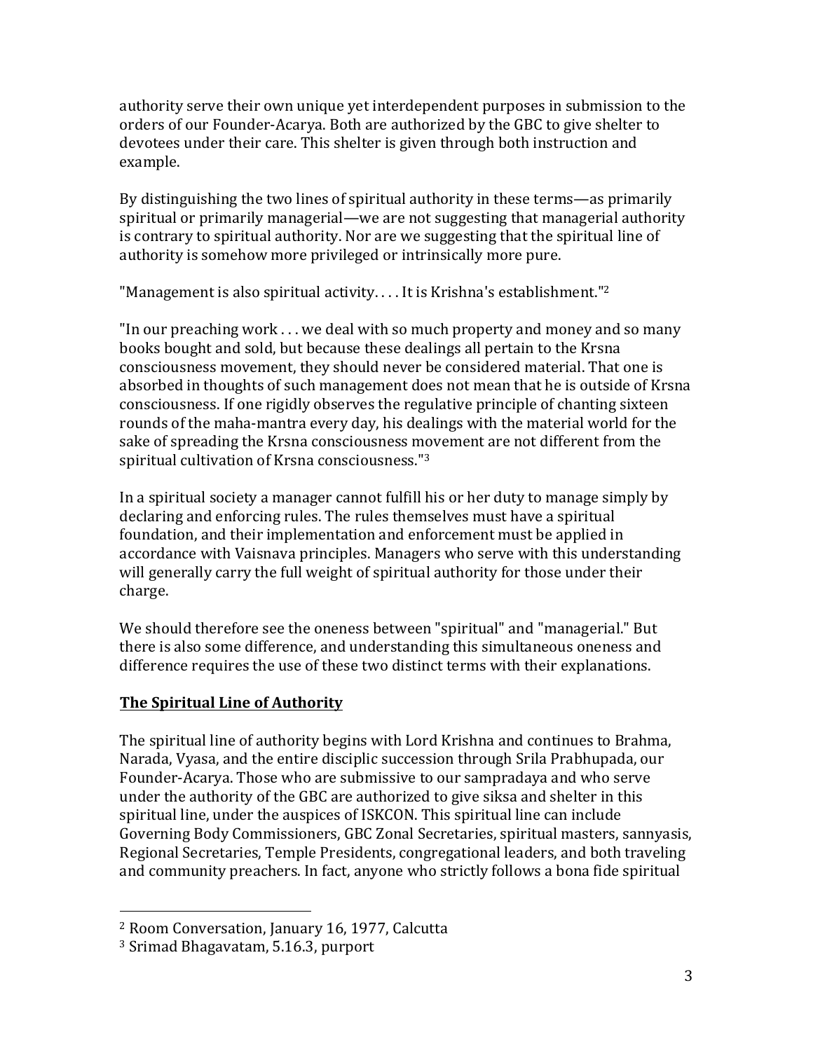authority serve their own unique yet interdependent purposes in submission to the orders of our Founder-Acarya. Both are authorized by the GBC to give shelter to devotees under their care. This shelter is given through both instruction and example.

By distinguishing the two lines of spiritual authority in these terms—as primarily spiritual or primarily managerial—we are not suggesting that managerial authority is contrary to spiritual authority. Nor are we suggesting that the spiritual line of authority is somehow more privileged or intrinsically more pure.

"Management is also spiritual activity. . . . It is Krishna's establishment."[2]

"In our preaching work . . . we deal with so much property and money and so many books bought and sold, but because these dealings all pertain to the Krsna consciousness movement, they should never be considered material. That one is absorbed in thoughts of such management does not mean that he is outside of Krsna consciousness. If one rigidly observes the regulative principle of chanting sixteen rounds of the maha-mantra every day, his dealings with the material world for the sake of spreading the Krsna consciousness movement are not different from the spiritual cultivation of Krsna consciousness."[3]

In a spiritual society a manager cannot fulfill his or her duty to manage simply by declaring and enforcing rules. The rules themselves must have a spiritual foundation, and their implementation and enforcement must be applied in accordance with Vaisnava principles. Managers who serve with this understanding will generally carry the full weight of spiritual authority for those under their charge.

We should therefore see the oneness between "spiritual" and "managerial." But there is also some difference, and understanding this simultaneous oneness and difference requires the use of these two distinct terms with their explanations.

## The Spiritual Line of Authority

The spiritual line of authority begins with Lord Krishna and continues to Brahma, Narada, Vyasa, and the entire disciplic succession through Srila Prabhupada, our Founder-Acarya. Those who are submissive to our sampradaya and who serve under the authority of the GBC are authorized to give siksa and shelter in this spiritual line, under the auspices of ISKCON. This spiritual line can include Governing Body Commissioners, GBC Zonal Secretaries, spiritual masters, sannyasis, Regional Secretaries, Temple Presidents, congregational leaders, and both traveling and community preachers. In fact, anyone who strictly follows a bona fide spiritual

---

[2] Room Conversation, January 16, 1977, Calcutta

[3] Srimad Bhagavatam, 5.16.3, purport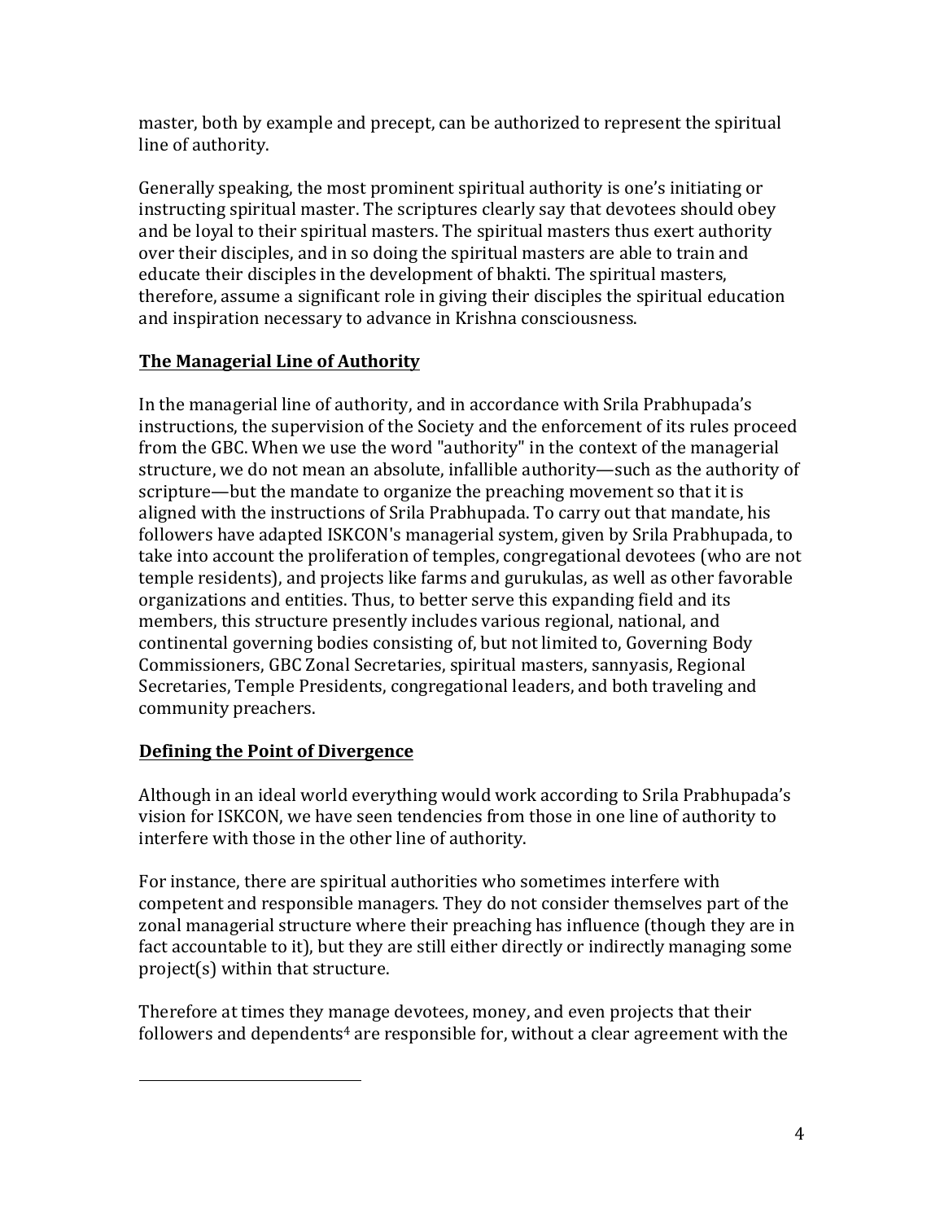master, both by example and precept, can be authorized to represent the spiritual line of authority.

Generally speaking, the most prominent spiritual authority is one's initiating or instructing spiritual master. The scriptures clearly say that devotees should obey and be loyal to their spiritual masters. The spiritual masters thus exert authority over their disciples, and in so doing the spiritual masters are able to train and educate their disciples in the development of bhakti. The spiritual masters, therefore, assume a significant role in giving their disciples the spiritual education and inspiration necessary to advance in Krishna consciousness.

## **The Managerial Line of Authority**

In the managerial line of authority, and in accordance with Srila Prabhupada's instructions, the supervision of the Society and the enforcement of its rules proceed from the GBC. When we use the word "authority" in the context of the managerial structure, we do not mean an absolute, infallible authority—such as the authority of scripture—but the mandate to organize the preaching movement so that it is aligned with the instructions of Srila Prabhupada. To carry out that mandate, his followers have adapted ISKCON's managerial system, given by Srila Prabhupada, to take into account the proliferation of temples, congregational devotees (who are not temple residents), and projects like farms and gurukulas, as well as other favorable organizations and entities. Thus, to better serve this expanding field and its members, this structure presently includes various regional, national, and continental governing bodies consisting of, but not limited to, Governing Body Commissioners, GBC Zonal Secretaries, spiritual masters, sannyasis, Regional Secretaries, Temple Presidents, congregational leaders, and both traveling and community preachers.

## **Defining the Point of Divergence**

Although in an ideal world everything would work according to Srila Prabhupada's vision for ISKCON, we have seen tendencies from those in one line of authority to interfere with those in the other line of authority.

For instance, there are spiritual authorities who sometimes interfere with competent and responsible managers. They do not consider themselves part of the zonal managerial structure where their preaching has influence (though they are in fact accountable to it), but they are still either directly or indirectly managing some project(s) within that structure.

Therefore at times they manage devotees, money, and even projects that their followers and dependents[4] are responsible for, without a clear agreement with the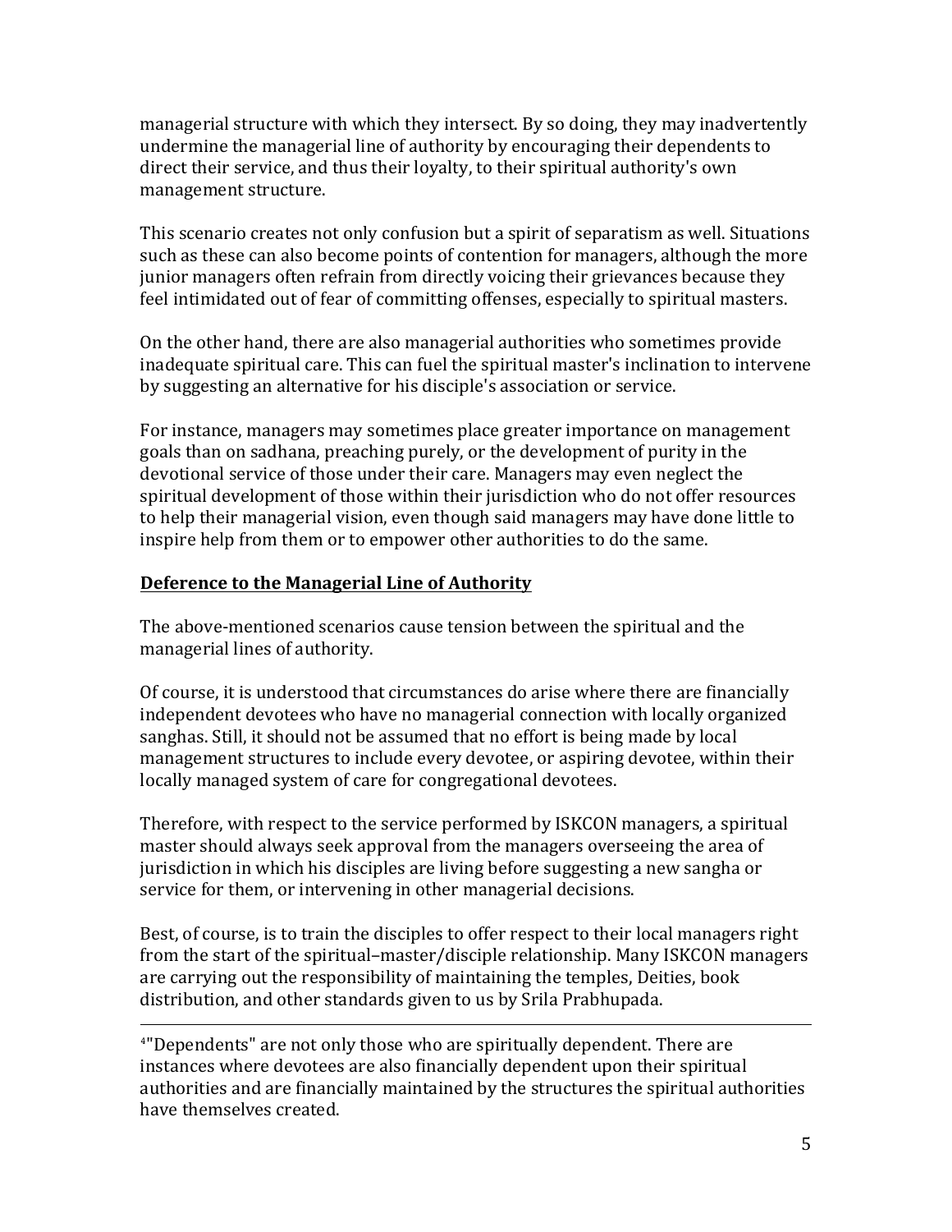managerial structure with which they intersect. By so doing, they may inadvertently undermine the managerial line of authority by encouraging their dependents to direct their service, and thus their loyalty, to their spiritual authority's own management structure.

This scenario creates not only confusion but a spirit of separatism as well. Situations such as these can also become points of contention for managers, although the more junior managers often refrain from directly voicing their grievances because they feel intimidated out of fear of committing offenses, especially to spiritual masters.

On the other hand, there are also managerial authorities who sometimes provide inadequate spiritual care. This can fuel the spiritual master's inclination to intervene by suggesting an alternative for his disciple's association or service.

For instance, managers may sometimes place greater importance on management goals than on sadhana, preaching purely, or the development of purity in the devotional service of those under their care. Managers may even neglect the spiritual development of those within their jurisdiction who do not offer resources to help their managerial vision, even though said managers may have done little to inspire help from them or to empower other authorities to do the same.

## Deference to the Managerial Line of Authority

The above-mentioned scenarios cause tension between the spiritual and the managerial lines of authority.

Of course, it is understood that circumstances do arise where there are financially independent devotees who have no managerial connection with locally organized sanghas. Still, it should not be assumed that no effort is being made by local management structures to include every devotee, or aspiring devotee, within their locally managed system of care for congregational devotees.

Therefore, with respect to the service performed by ISKCON managers, a spiritual master should always seek approval from the managers overseeing the area of jurisdiction in which his disciples are living before suggesting a new sangha or service for them, or intervening in other managerial decisions.

Best, of course, is to train the disciples to offer respect to their local managers right from the start of the spiritual–master/disciple relationship. Many ISKCON managers are carrying out the responsibility of maintaining the temples, Deities, book distribution, and other standards given to us by Srila Prabhupada.

---

[4]"Dependents" are not only those who are spiritually dependent. There are instances where devotees are also financially dependent upon their spiritual authorities and are financially maintained by the structures the spiritual authorities have themselves created.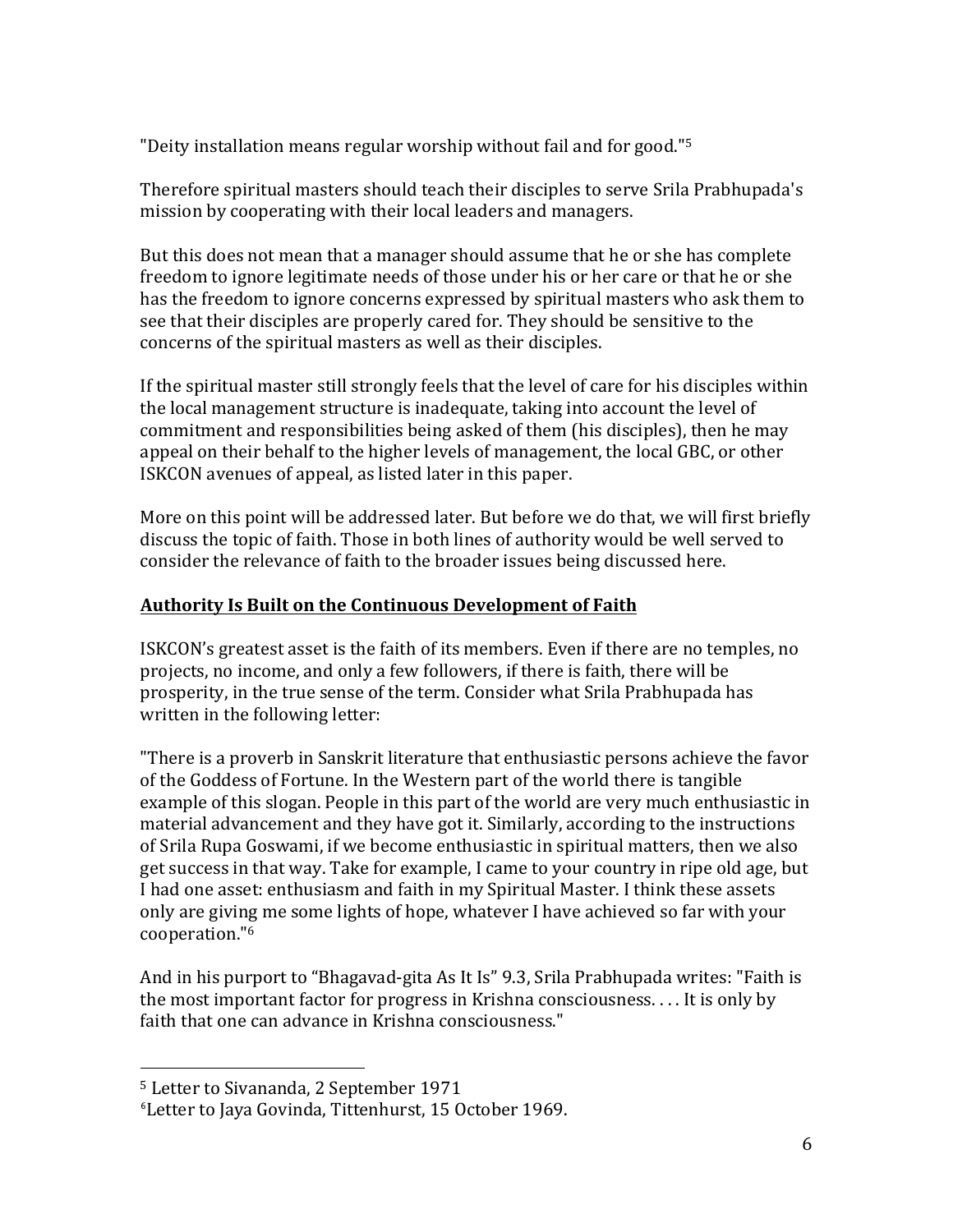"Deity installation means regular worship without fail and for good."[5]

Therefore spiritual masters should teach their disciples to serve Srila Prabhupada's mission by cooperating with their local leaders and managers.

But this does not mean that a manager should assume that he or she has complete freedom to ignore legitimate needs of those under his or her care or that he or she has the freedom to ignore concerns expressed by spiritual masters who ask them to see that their disciples are properly cared for. They should be sensitive to the concerns of the spiritual masters as well as their disciples.

If the spiritual master still strongly feels that the level of care for his disciples within the local management structure is inadequate, taking into account the level of commitment and responsibilities being asked of them (his disciples), then he may appeal on their behalf to the higher levels of management, the local GBC, or other ISKCON avenues of appeal, as listed later in this paper.

More on this point will be addressed later. But before we do that, we will first briefly discuss the topic of faith. Those in both lines of authority would be well served to consider the relevance of faith to the broader issues being discussed here.

## Authority Is Built on the Continuous Development of Faith

ISKCON's greatest asset is the faith of its members. Even if there are no temples, no projects, no income, and only a few followers, if there is faith, there will be prosperity, in the true sense of the term. Consider what Srila Prabhupada has written in the following letter:

"There is a proverb in Sanskrit literature that enthusiastic persons achieve the favor of the Goddess of Fortune. In the Western part of the world there is tangible example of this slogan. People in this part of the world are very much enthusiastic in material advancement and they have got it. Similarly, according to the instructions of Srila Rupa Goswami, if we become enthusiastic in spiritual matters, then we also get success in that way. Take for example, I came to your country in ripe old age, but I had one asset: enthusiasm and faith in my Spiritual Master. I think these assets only are giving me some lights of hope, whatever I have achieved so far with your cooperation."[6]

And in his purport to "Bhagavad-gita As It Is" 9.3, Srila Prabhupada writes: "Faith is the most important factor for progress in Krishna consciousness. . . . It is only by faith that one can advance in Krishna consciousness."

---

[5] Letter to Sivananda, 2 September 1971

[6] Letter to Jaya Govinda, Tittenhurst, 15 October 1969.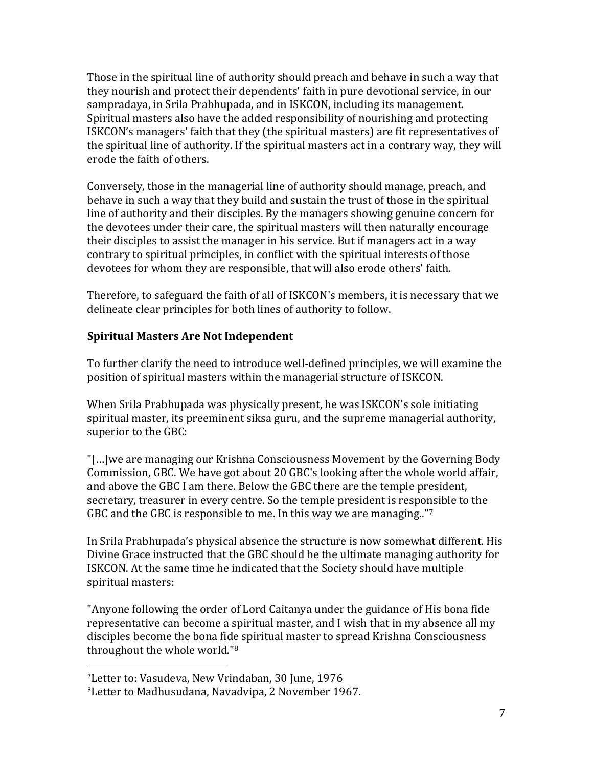Those in the spiritual line of authority should preach and behave in such a way that they nourish and protect their dependents' faith in pure devotional service, in our sampradaya, in Srila Prabhupada, and in ISKCON, including its management. Spiritual masters also have the added responsibility of nourishing and protecting ISKCON's managers' faith that they (the spiritual masters) are fit representatives of the spiritual line of authority. If the spiritual masters act in a contrary way, they will erode the faith of others.

Conversely, those in the managerial line of authority should manage, preach, and behave in such a way that they build and sustain the trust of those in the spiritual line of authority and their disciples. By the managers showing genuine concern for the devotees under their care, the spiritual masters will then naturally encourage their disciples to assist the manager in his service. But if managers act in a way contrary to spiritual principles, in conflict with the spiritual interests of those devotees for whom they are responsible, that will also erode others' faith.

Therefore, to safeguard the faith of all of ISKCON's members, it is necessary that we delineate clear principles for both lines of authority to follow.

## Spiritual Masters Are Not Independent

To further clarify the need to introduce well-defined principles, we will examine the position of spiritual masters within the managerial structure of ISKCON.

When Srila Prabhupada was physically present, he was ISKCON's sole initiating spiritual master, its preeminent siksa guru, and the supreme managerial authority, superior to the GBC:

"[…]we are managing our Krishna Consciousness Movement by the Governing Body Commission, GBC. We have got about 20 GBC's looking after the whole world affair, and above the GBC I am there. Below the GBC there are the temple president, secretary, treasurer in every centre. So the temple president is responsible to the GBC and the GBC is responsible to me. In this way we are managing.."[7]

In Srila Prabhupada's physical absence the structure is now somewhat different. His Divine Grace instructed that the GBC should be the ultimate managing authority for ISKCON. At the same time he indicated that the Society should have multiple spiritual masters:

"Anyone following the order of Lord Caitanya under the guidance of His bona fide representative can become a spiritual master, and I wish that in my absence all my disciples become the bona fide spiritual master to spread Krishna Consciousness throughout the whole world."[8]

---

[7]Letter to: Vasudeva, New Vrindaban, 30 June, 1976

[8]Letter to Madhusudana, Navadvipa, 2 November 1967.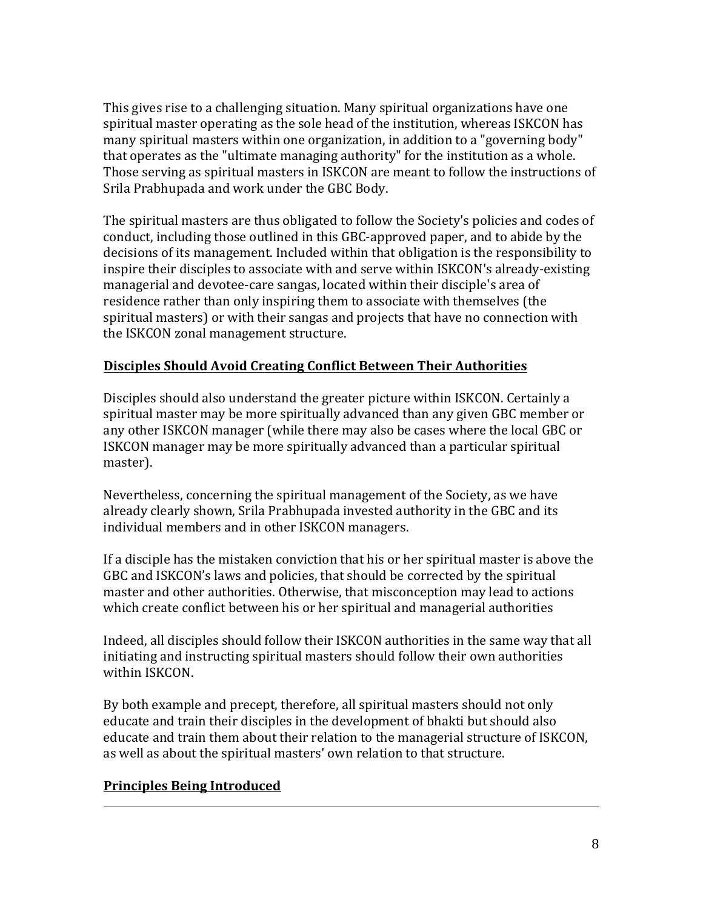This gives rise to a challenging situation. Many spiritual organizations have one spiritual master operating as the sole head of the institution, whereas ISKCON has many spiritual masters within one organization, in addition to a "governing body" that operates as the "ultimate managing authority" for the institution as a whole. Those serving as spiritual masters in ISKCON are meant to follow the instructions of Srila Prabhupada and work under the GBC Body.

The spiritual masters are thus obligated to follow the Society's policies and codes of conduct, including those outlined in this GBC-approved paper, and to abide by the decisions of its management. Included within that obligation is the responsibility to inspire their disciples to associate with and serve within ISKCON's already-existing managerial and devotee-care sangas, located within their disciple's area of residence rather than only inspiring them to associate with themselves (the spiritual masters) or with their sangas and projects that have no connection with the ISKCON zonal management structure.

## Disciples Should Avoid Creating Conflict Between Their Authorities

Disciples should also understand the greater picture within ISKCON. Certainly a spiritual master may be more spiritually advanced than any given GBC member or any other ISKCON manager (while there may also be cases where the local GBC or ISKCON manager may be more spiritually advanced than a particular spiritual master).

Nevertheless, concerning the spiritual management of the Society, as we have already clearly shown, Srila Prabhupada invested authority in the GBC and its individual members and in other ISKCON managers.

If a disciple has the mistaken conviction that his or her spiritual master is above the GBC and ISKCON's laws and policies, that should be corrected by the spiritual master and other authorities. Otherwise, that misconception may lead to actions which create conflict between his or her spiritual and managerial authorities

Indeed, all disciples should follow their ISKCON authorities in the same way that all initiating and instructing spiritual masters should follow their own authorities within ISKCON.

By both example and precept, therefore, all spiritual masters should not only educate and train their disciples in the development of bhakti but should also educate and train them about their relation to the managerial structure of ISKCON, as well as about the spiritual masters' own relation to that structure.

## Principles Being Introduced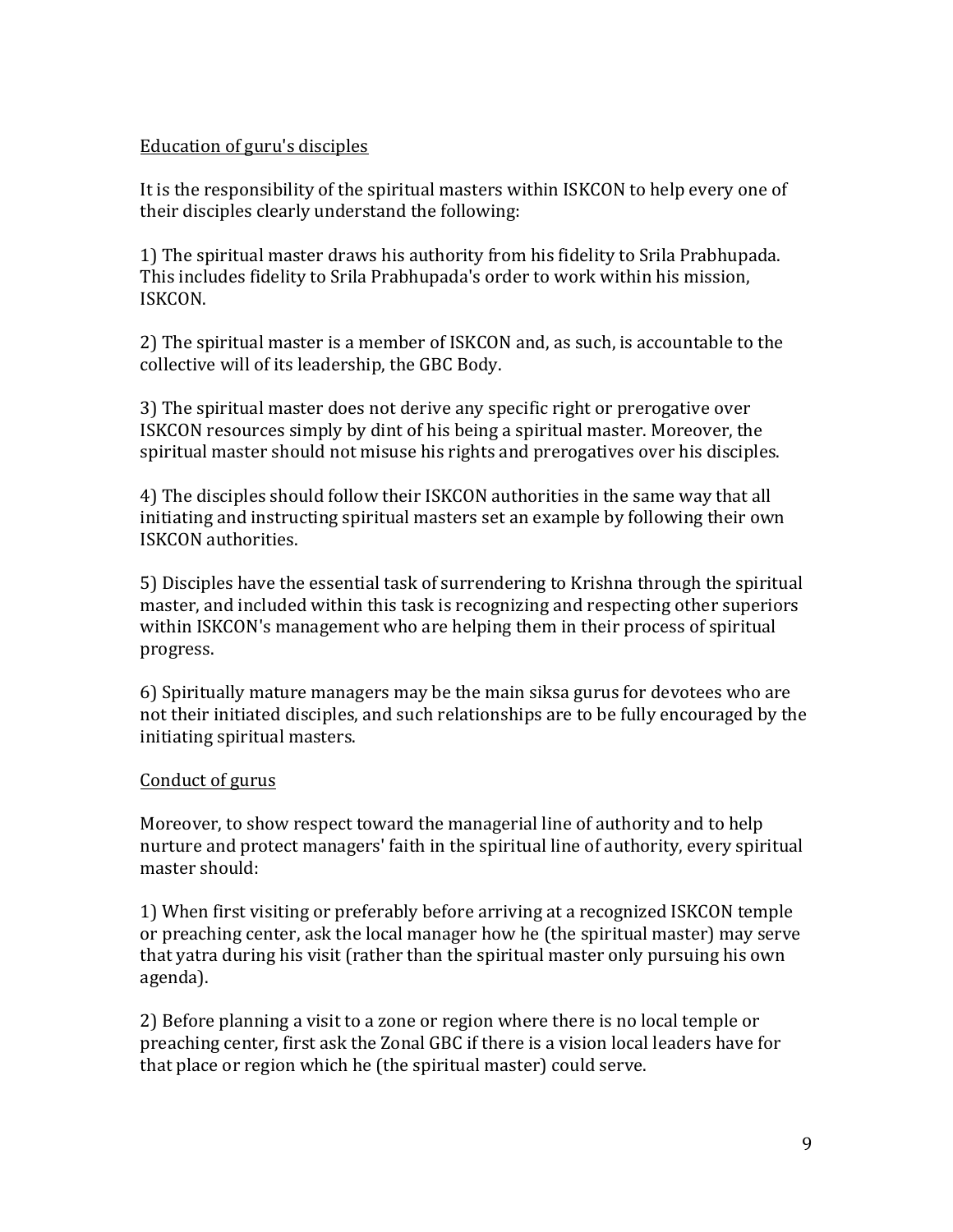Education of guru's disciples

It is the responsibility of the spiritual masters within ISKCON to help every one of their disciples clearly understand the following:

1) The spiritual master draws his authority from his fidelity to Srila Prabhupada. This includes fidelity to Srila Prabhupada's order to work within his mission, ISKCON.

2) The spiritual master is a member of ISKCON and, as such, is accountable to the collective will of its leadership, the GBC Body.

3) The spiritual master does not derive any specific right or prerogative over ISKCON resources simply by dint of his being a spiritual master. Moreover, the spiritual master should not misuse his rights and prerogatives over his disciples.

4) The disciples should follow their ISKCON authorities in the same way that all initiating and instructing spiritual masters set an example by following their own ISKCON authorities.

5) Disciples have the essential task of surrendering to Krishna through the spiritual master, and included within this task is recognizing and respecting other superiors within ISKCON's management who are helping them in their process of spiritual progress.

6) Spiritually mature managers may be the main siksa gurus for devotees who are not their initiated disciples, and such relationships are to be fully encouraged by the initiating spiritual masters.

Conduct of gurus

Moreover, to show respect toward the managerial line of authority and to help nurture and protect managers' faith in the spiritual line of authority, every spiritual master should:

1) When first visiting or preferably before arriving at a recognized ISKCON temple or preaching center, ask the local manager how he (the spiritual master) may serve that yatra during his visit (rather than the spiritual master only pursuing his own agenda).

2) Before planning a visit to a zone or region where there is no local temple or preaching center, first ask the Zonal GBC if there is a vision local leaders have for that place or region which he (the spiritual master) could serve.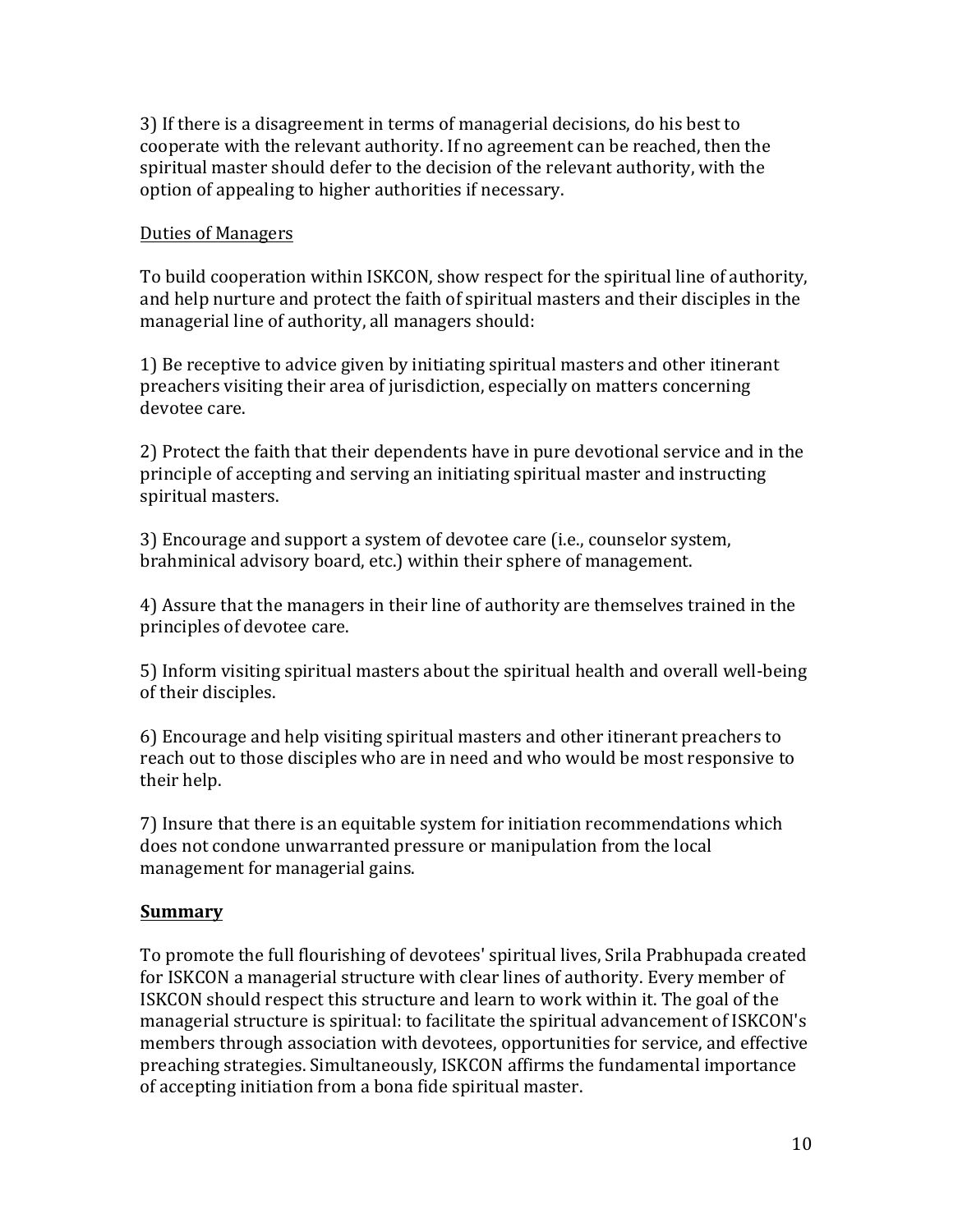3) If there is a disagreement in terms of managerial decisions, do his best to cooperate with the relevant authority. If no agreement can be reached, then the spiritual master should defer to the decision of the relevant authority, with the option of appealing to higher authorities if necessary.

Duties of Managers

To build cooperation within ISKCON, show respect for the spiritual line of authority, and help nurture and protect the faith of spiritual masters and their disciples in the managerial line of authority, all managers should:

1) Be receptive to advice given by initiating spiritual masters and other itinerant preachers visiting their area of jurisdiction, especially on matters concerning devotee care.

2) Protect the faith that their dependents have in pure devotional service and in the principle of accepting and serving an initiating spiritual master and instructing spiritual masters.

3) Encourage and support a system of devotee care (i.e., counselor system, brahminical advisory board, etc.) within their sphere of management.

4) Assure that the managers in their line of authority are themselves trained in the principles of devotee care.

5) Inform visiting spiritual masters about the spiritual health and overall well-being of their disciples.

6) Encourage and help visiting spiritual masters and other itinerant preachers to reach out to those disciples who are in need and who would be most responsive to their help.

7) Insure that there is an equitable system for initiation recommendations which does not condone unwarranted pressure or manipulation from the local management for managerial gains.

## **Summary**

To promote the full flourishing of devotees' spiritual lives, Srila Prabhupada created for ISKCON a managerial structure with clear lines of authority. Every member of ISKCON should respect this structure and learn to work within it. The goal of the managerial structure is spiritual: to facilitate the spiritual advancement of ISKCON's members through association with devotees, opportunities for service, and effective preaching strategies. Simultaneously, ISKCON affirms the fundamental importance of accepting initiation from a bona fide spiritual master.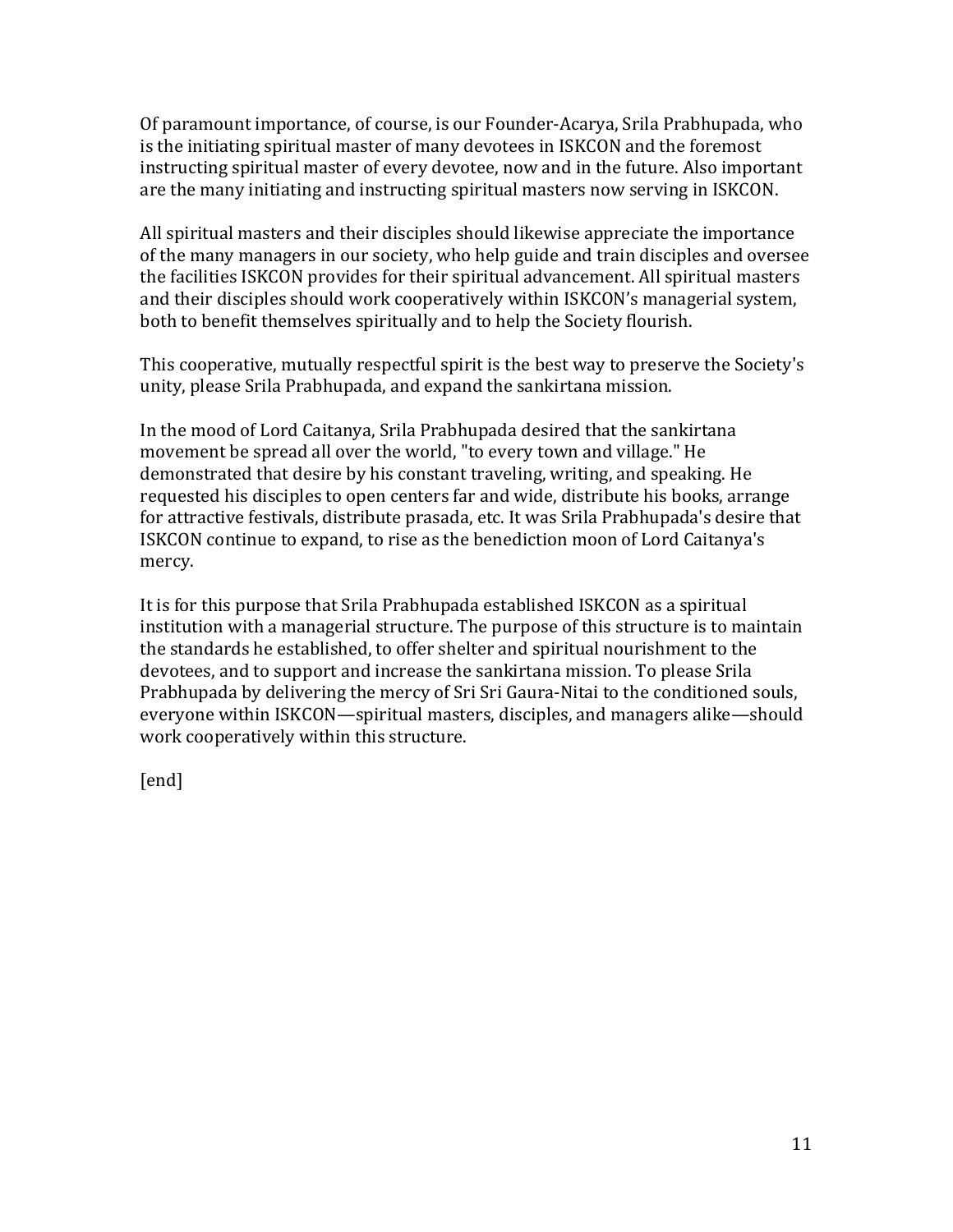Of paramount importance, of course, is our Founder-Acarya, Srila Prabhupada, who is the initiating spiritual master of many devotees in ISKCON and the foremost instructing spiritual master of every devotee, now and in the future. Also important are the many initiating and instructing spiritual masters now serving in ISKCON.

All spiritual masters and their disciples should likewise appreciate the importance of the many managers in our society, who help guide and train disciples and oversee the facilities ISKCON provides for their spiritual advancement. All spiritual masters and their disciples should work cooperatively within ISKCON's managerial system, both to benefit themselves spiritually and to help the Society flourish.

This cooperative, mutually respectful spirit is the best way to preserve the Society's unity, please Srila Prabhupada, and expand the sankirtana mission.

In the mood of Lord Caitanya, Srila Prabhupada desired that the sankirtana movement be spread all over the world, "to every town and village." He demonstrated that desire by his constant traveling, writing, and speaking. He requested his disciples to open centers far and wide, distribute his books, arrange for attractive festivals, distribute prasada, etc. It was Srila Prabhupada's desire that ISKCON continue to expand, to rise as the benediction moon of Lord Caitanya's mercy.

It is for this purpose that Srila Prabhupada established ISKCON as a spiritual institution with a managerial structure. The purpose of this structure is to maintain the standards he established, to offer shelter and spiritual nourishment to the devotees, and to support and increase the sankirtana mission. To please Srila Prabhupada by delivering the mercy of Sri Sri Gaura-Nitai to the conditioned souls, everyone within ISKCON—spiritual masters, disciples, and managers alike—should work cooperatively within this structure.

[end]